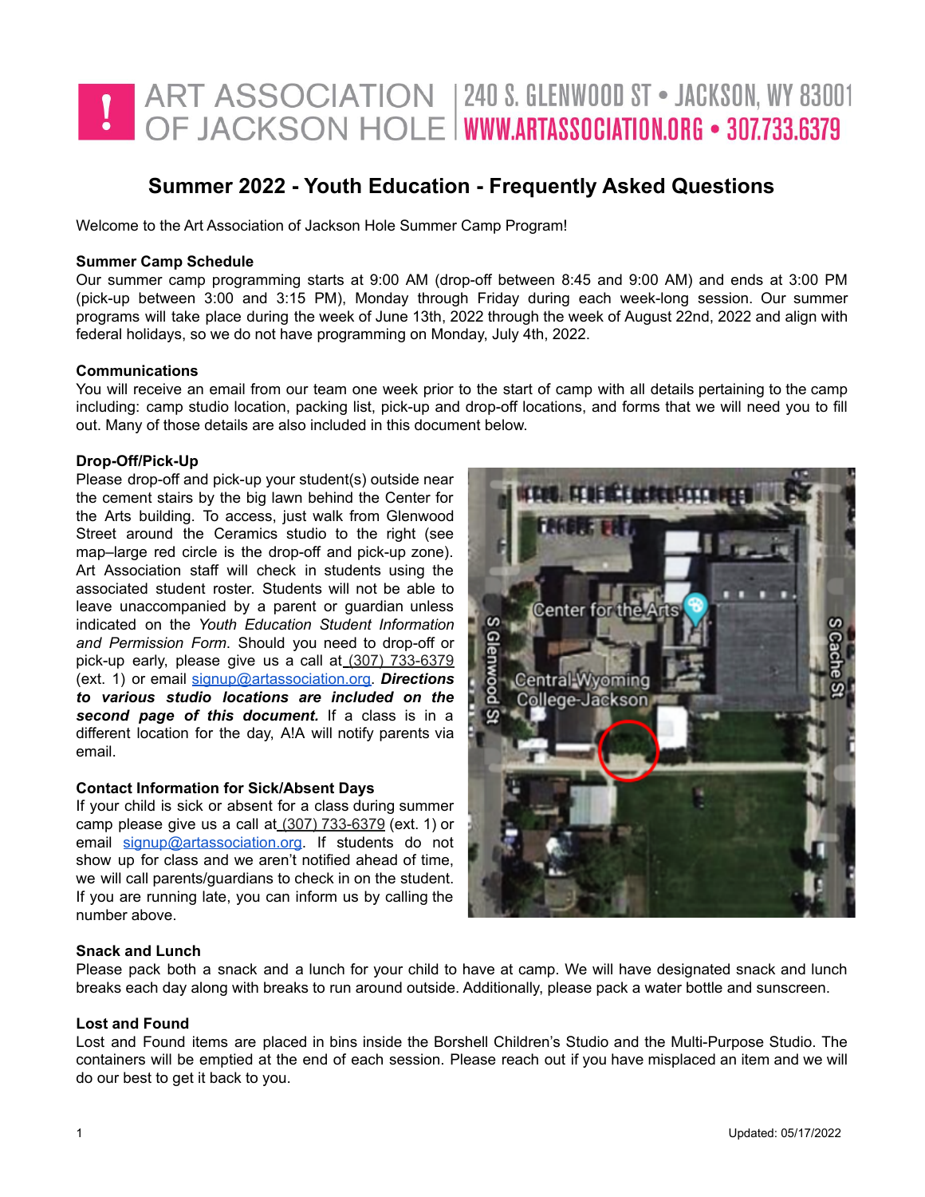ART ASSOCIATION OF JACKSON HOLE | 240 S. GLENWOOD ST • JACKSON, WY 83001 | WWW.ARTASSOCIATION.ORG • 307.733.6379

# Summer 2022 - Youth Education - Frequently Asked Questions

Welcome to the Art Association of Jackson Hole Summer Camp Program!

**Summer Camp Schedule**

Our summer camp programming starts at 9:00 AM (drop-off between 8:45 and 9:00 AM) and ends at 3:00 PM (pick-up between 3:00 and 3:15 PM), Monday through Friday during each week-long session. Our summer programs will take place during the week of June 13th, 2022 through the week of August 22nd, 2022 and align with federal holidays, so we do not have programming on Monday, July 4th, 2022.

**Communications**

You will receive an email from our team one week prior to the start of camp with all details pertaining to the camp including: camp studio location, packing list, pick-up and drop-off locations, and forms that we will need you to fill out. Many of those details are also included in this document below.

**Drop-Off/Pick-Up**

Please drop-off and pick-up your student(s) outside near the cement stairs by the big lawn behind the Center for the Arts building. To access, just walk from Glenwood Street around the Ceramics studio to the right (see map–large red circle is the drop-off and pick-up zone). Art Association staff will check in students using the associated student roster. Students will not be able to leave unaccompanied by a parent or guardian unless indicated on the *Youth Education Student Information and Permission Form*. Should you need to drop-off or pick-up early, please give us a call at (307) 733-6379 (ext. 1) or email signup@artassociation.org. ***Directions to various studio locations are included on the second page of this document.*** If a class is in a different location for the day, A!A will notify parents via email.

**Contact Information for Sick/Absent Days**

If your child is sick or absent for a class during summer camp please give us a call at (307) 733-6379 (ext. 1) or email signup@artassociation.org. If students do not show up for class and we aren't notified ahead of time, we will call parents/guardians to check in on the student. If you are running late, you can inform us by calling the number above.

**Snack and Lunch**

Please pack both a snack and a lunch for your child to have at camp. We will have designated snack and lunch breaks each day along with breaks to run around outside. Additionally, please pack a water bottle and sunscreen.

**Lost and Found**

Lost and Found items are placed in bins inside the Borshell Children's Studio and the Multi-Purpose Studio. The containers will be emptied at the end of each session. Please reach out if you have misplaced an item and we will do our best to get it back to you.

Updated: 05/17/2022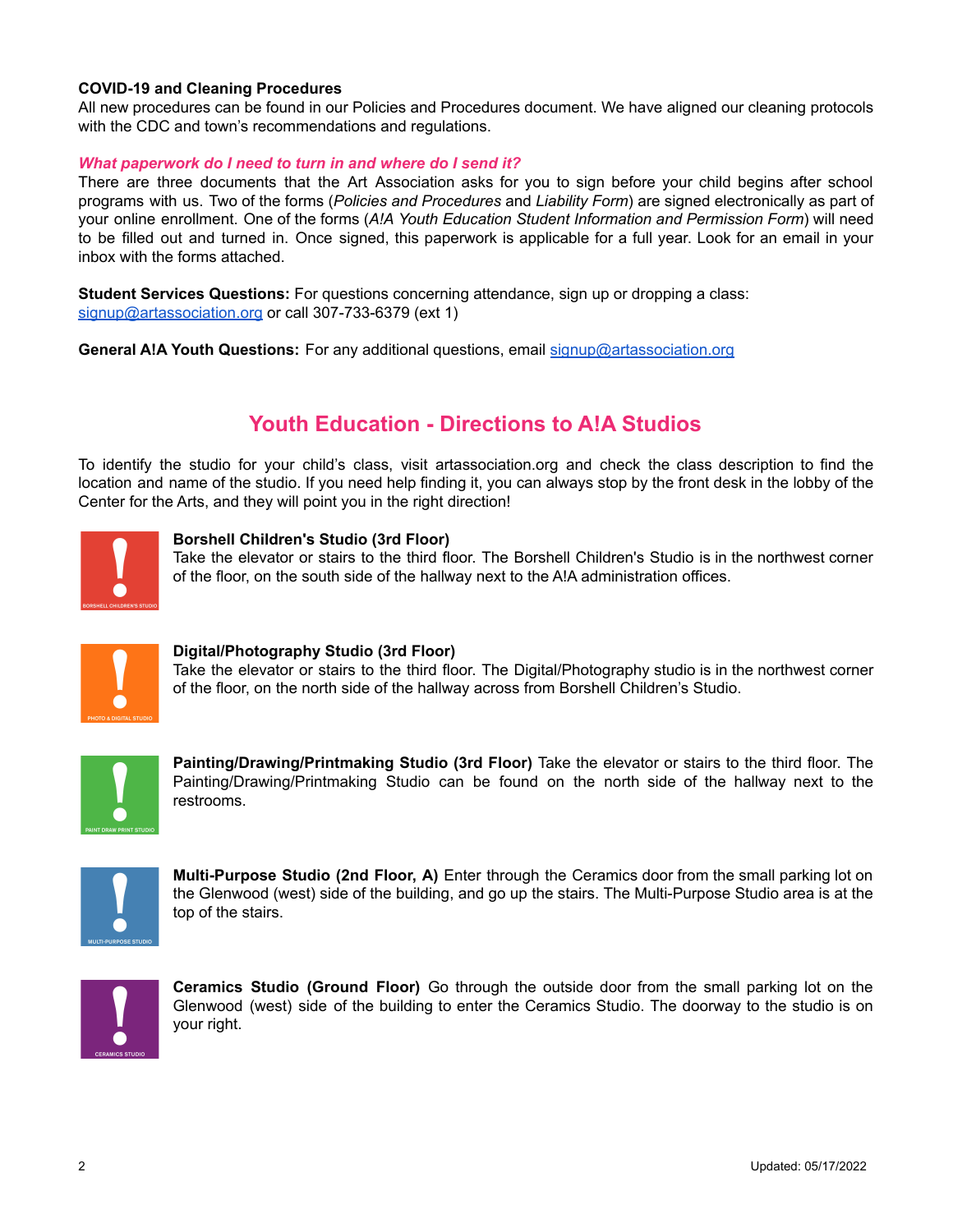**COVID-19 and Cleaning Procedures**
All new procedures can be found in our Policies and Procedures document. We have aligned our cleaning protocols with the CDC and town's recommendations and regulations.

***What paperwork do I need to turn in and where do I send it?***
There are three documents that the Art Association asks for you to sign before your child begins after school programs with us. Two of the forms (*Policies and Procedures* and *Liability Form*) are signed electronically as part of your online enrollment. One of the forms (*A!A Youth Education Student Information and Permission Form*) will need to be filled out and turned in. Once signed, this paperwork is applicable for a full year. Look for an email in your inbox with the forms attached.

**Student Services Questions:** For questions concerning attendance, sign up or dropping a class: signup@artassociation.org or call 307-733-6379 (ext 1)

**General A!A Youth Questions:** For any additional questions, email signup@artassociation.org

## Youth Education - Directions to A!A Studios

To identify the studio for your child's class, visit artassociation.org and check the class description to find the location and name of the studio. If you need help finding it, you can always stop by the front desk in the lobby of the Center for the Arts, and they will point you in the right direction!

**Borshell Children's Studio (3rd Floor)**
Take the elevator or stairs to the third floor. The Borshell Children's Studio is in the northwest corner of the floor, on the south side of the hallway next to the A!A administration offices.

**Digital/Photography Studio (3rd Floor)**
Take the elevator or stairs to the third floor. The Digital/Photography studio is in the northwest corner of the floor, on the north side of the hallway across from Borshell Children's Studio.

**Painting/Drawing/Printmaking Studio (3rd Floor)** Take the elevator or stairs to the third floor. The Painting/Drawing/Printmaking Studio can be found on the north side of the hallway next to the restrooms.

**Multi-Purpose Studio (2nd Floor, A)** Enter through the Ceramics door from the small parking lot on the Glenwood (west) side of the building, and go up the stairs. The Multi-Purpose Studio area is at the top of the stairs.

**Ceramics Studio (Ground Floor)** Go through the outside door from the small parking lot on the Glenwood (west) side of the building to enter the Ceramics Studio. The doorway to the studio is on your right.

Updated: 05/17/2022